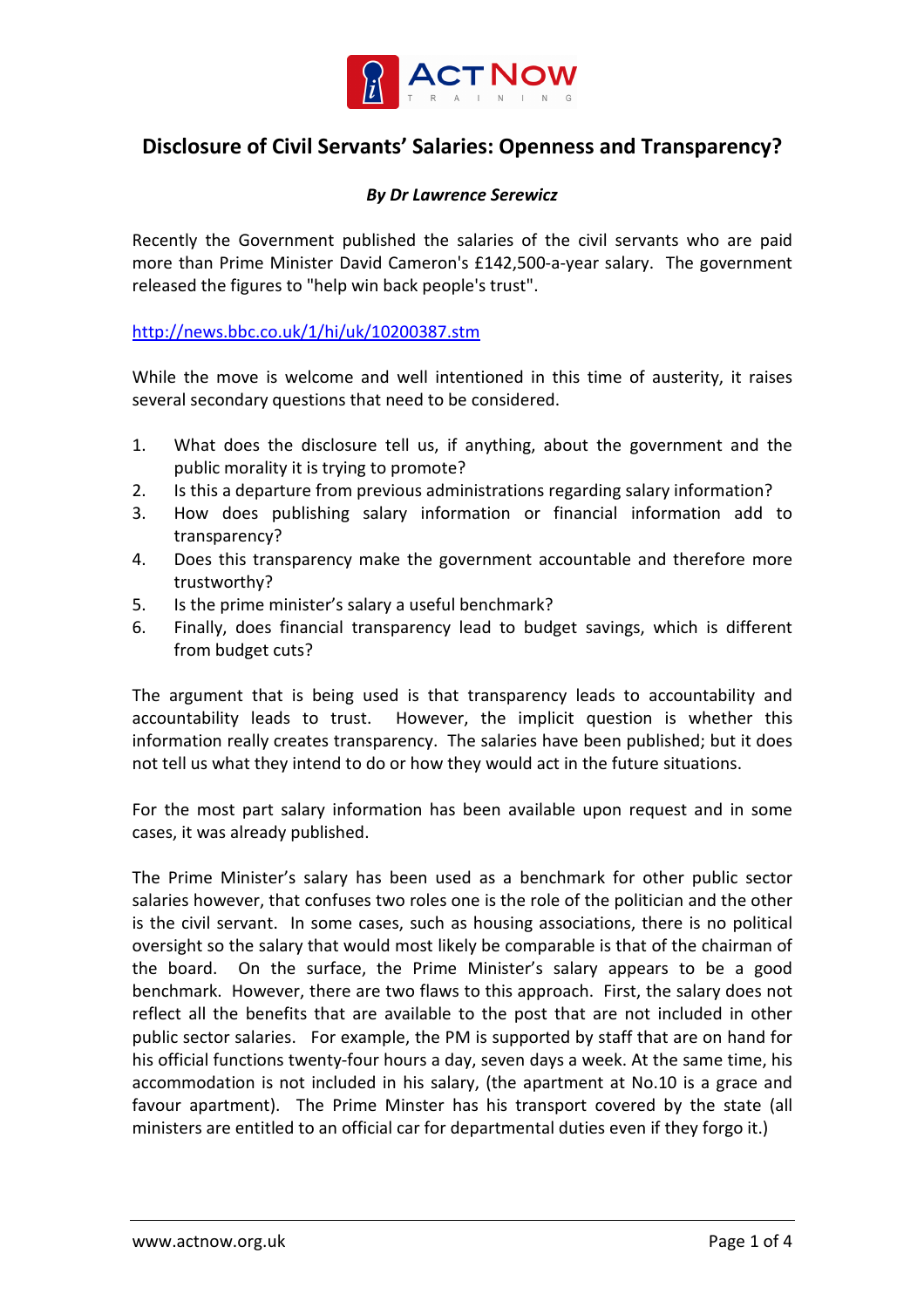# Disclosure of Civil Servants' Salaries: Openness and Transparency?

***By Dr Lawrence Serewicz***

Recently the Government published the salaries of the civil servants who are paid more than Prime Minister David Cameron's £142,500-a-year salary. The government released the figures to "help win back people's trust".

http://news.bbc.co.uk/1/hi/uk/10200387.stm

While the move is welcome and well intentioned in this time of austerity, it raises several secondary questions that need to be considered.

1. What does the disclosure tell us, if anything, about the government and the public morality it is trying to promote?
2. Is this a departure from previous administrations regarding salary information?
3. How does publishing salary information or financial information add to transparency?
4. Does this transparency make the government accountable and therefore more trustworthy?
5. Is the prime minister's salary a useful benchmark?
6. Finally, does financial transparency lead to budget savings, which is different from budget cuts?

The argument that is being used is that transparency leads to accountability and accountability leads to trust. However, the implicit question is whether this information really creates transparency. The salaries have been published; but it does not tell us what they intend to do or how they would act in the future situations.

For the most part salary information has been available upon request and in some cases, it was already published.

The Prime Minister's salary has been used as a benchmark for other public sector salaries however, that confuses two roles one is the role of the politician and the other is the civil servant. In some cases, such as housing associations, there is no political oversight so the salary that would most likely be comparable is that of the chairman of the board. On the surface, the Prime Minister's salary appears to be a good benchmark. However, there are two flaws to this approach. First, the salary does not reflect all the benefits that are available to the post that are not included in other public sector salaries. For example, the PM is supported by staff that are on hand for his official functions twenty-four hours a day, seven days a week. At the same time, his accommodation is not included in his salary, (the apartment at No.10 is a grace and favour apartment). The Prime Minster has his transport covered by the state (all ministers are entitled to an official car for departmental duties even if they forgo it.)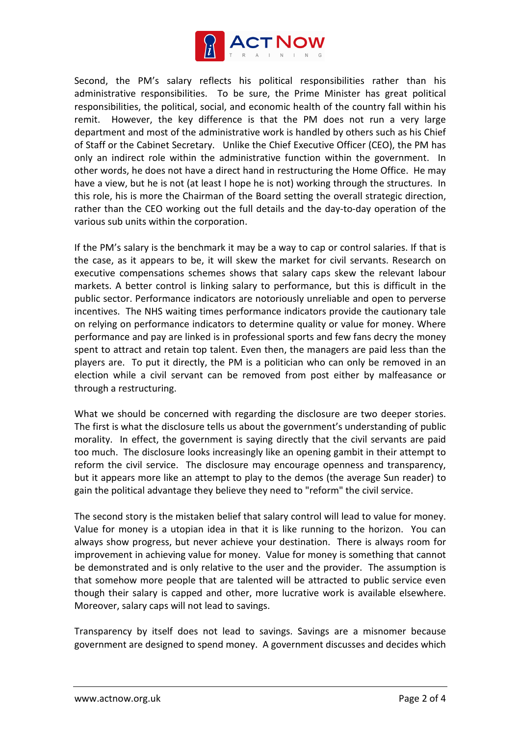Second, the PM's salary reflects his political responsibilities rather than his administrative responsibilities. To be sure, the Prime Minister has great political responsibilities, the political, social, and economic health of the country fall within his remit. However, the key difference is that the PM does not run a very large department and most of the administrative work is handled by others such as his Chief of Staff or the Cabinet Secretary. Unlike the Chief Executive Officer (CEO), the PM has only an indirect role within the administrative function within the government. In other words, he does not have a direct hand in restructuring the Home Office. He may have a view, but he is not (at least I hope he is not) working through the structures. In this role, his is more the Chairman of the Board setting the overall strategic direction, rather than the CEO working out the full details and the day-to-day operation of the various sub units within the corporation.

If the PM's salary is the benchmark it may be a way to cap or control salaries. If that is the case, as it appears to be, it will skew the market for civil servants. Research on executive compensations schemes shows that salary caps skew the relevant labour markets. A better control is linking salary to performance, but this is difficult in the public sector. Performance indicators are notoriously unreliable and open to perverse incentives. The NHS waiting times performance indicators provide the cautionary tale on relying on performance indicators to determine quality or value for money. Where performance and pay are linked is in professional sports and few fans decry the money spent to attract and retain top talent. Even then, the managers are paid less than the players are. To put it directly, the PM is a politician who can only be removed in an election while a civil servant can be removed from post either by malfeasance or through a restructuring.

What we should be concerned with regarding the disclosure are two deeper stories. The first is what the disclosure tells us about the government's understanding of public morality. In effect, the government is saying directly that the civil servants are paid too much. The disclosure looks increasingly like an opening gambit in their attempt to reform the civil service. The disclosure may encourage openness and transparency, but it appears more like an attempt to play to the demos (the average Sun reader) to gain the political advantage they believe they need to "reform" the civil service.

The second story is the mistaken belief that salary control will lead to value for money. Value for money is a utopian idea in that it is like running to the horizon. You can always show progress, but never achieve your destination. There is always room for improvement in achieving value for money. Value for money is something that cannot be demonstrated and is only relative to the user and the provider. The assumption is that somehow more people that are talented will be attracted to public service even though their salary is capped and other, more lucrative work is available elsewhere. Moreover, salary caps will not lead to savings.

Transparency by itself does not lead to savings. Savings are a misnomer because government are designed to spend money. A government discusses and decides which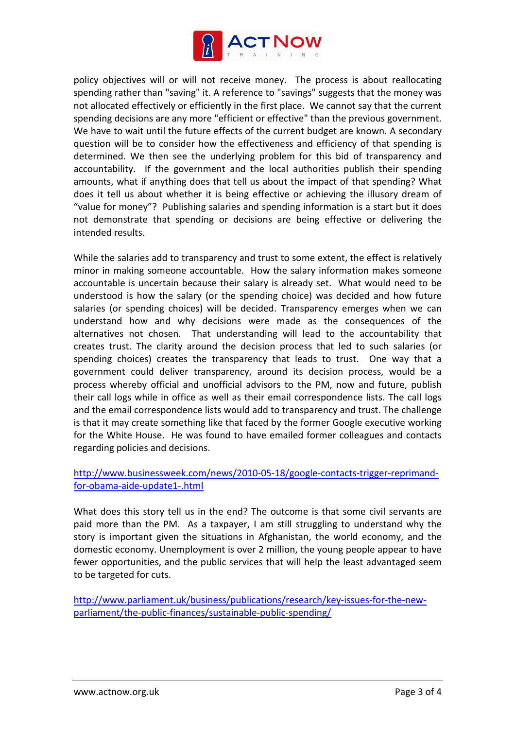policy objectives will or will not receive money. The process is about reallocating spending rather than "saving" it. A reference to "savings" suggests that the money was not allocated effectively or efficiently in the first place. We cannot say that the current spending decisions are any more "efficient or effective" than the previous government. We have to wait until the future effects of the current budget are known. A secondary question will be to consider how the effectiveness and efficiency of that spending is determined. We then see the underlying problem for this bid of transparency and accountability. If the government and the local authorities publish their spending amounts, what if anything does that tell us about the impact of that spending? What does it tell us about whether it is being effective or achieving the illusory dream of "value for money"? Publishing salaries and spending information is a start but it does not demonstrate that spending or decisions are being effective or delivering the intended results.

While the salaries add to transparency and trust to some extent, the effect is relatively minor in making someone accountable. How the salary information makes someone accountable is uncertain because their salary is already set. What would need to be understood is how the salary (or the spending choice) was decided and how future salaries (or spending choices) will be decided. Transparency emerges when we can understand how and why decisions were made as the consequences of the alternatives not chosen. That understanding will lead to the accountability that creates trust. The clarity around the decision process that led to such salaries (or spending choices) creates the transparency that leads to trust. One way that a government could deliver transparency, around its decision process, would be a process whereby official and unofficial advisors to the PM, now and future, publish their call logs while in office as well as their email correspondence lists. The call logs and the email correspondence lists would add to transparency and trust. The challenge is that it may create something like that faced by the former Google executive working for the White House. He was found to have emailed former colleagues and contacts regarding policies and decisions.

http://www.businessweek.com/news/2010-05-18/google-contacts-trigger-reprimand-for-obama-aide-update1-.html

What does this story tell us in the end? The outcome is that some civil servants are paid more than the PM. As a taxpayer, I am still struggling to understand why the story is important given the situations in Afghanistan, the world economy, and the domestic economy. Unemployment is over 2 million, the young people appear to have fewer opportunities, and the public services that will help the least advantaged seem to be targeted for cuts.

http://www.parliament.uk/business/publications/research/key-issues-for-the-new-parliament/the-public-finances/sustainable-public-spending/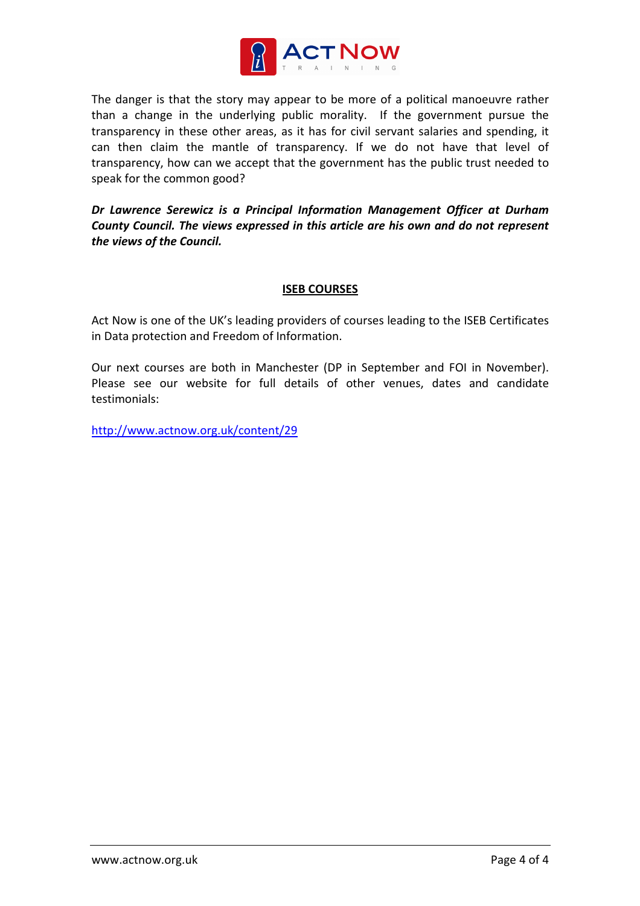The danger is that the story may appear to be more of a political manoeuvre rather than a change in the underlying public morality. If the government pursue the transparency in these other areas, as it has for civil servant salaries and spending, it can then claim the mantle of transparency. If we do not have that level of transparency, how can we accept that the government has the public trust needed to speak for the common good?

***Dr Lawrence Serewicz is a Principal Information Management Officer at Durham County Council. The views expressed in this article are his own and do not represent the views of the Council.***

## ISEB COURSES

Act Now is one of the UK's leading providers of courses leading to the ISEB Certificates in Data protection and Freedom of Information.

Our next courses are both in Manchester (DP in September and FOI in November). Please see our website for full details of other venues, dates and candidate testimonials:

http://www.actnow.org.uk/content/29